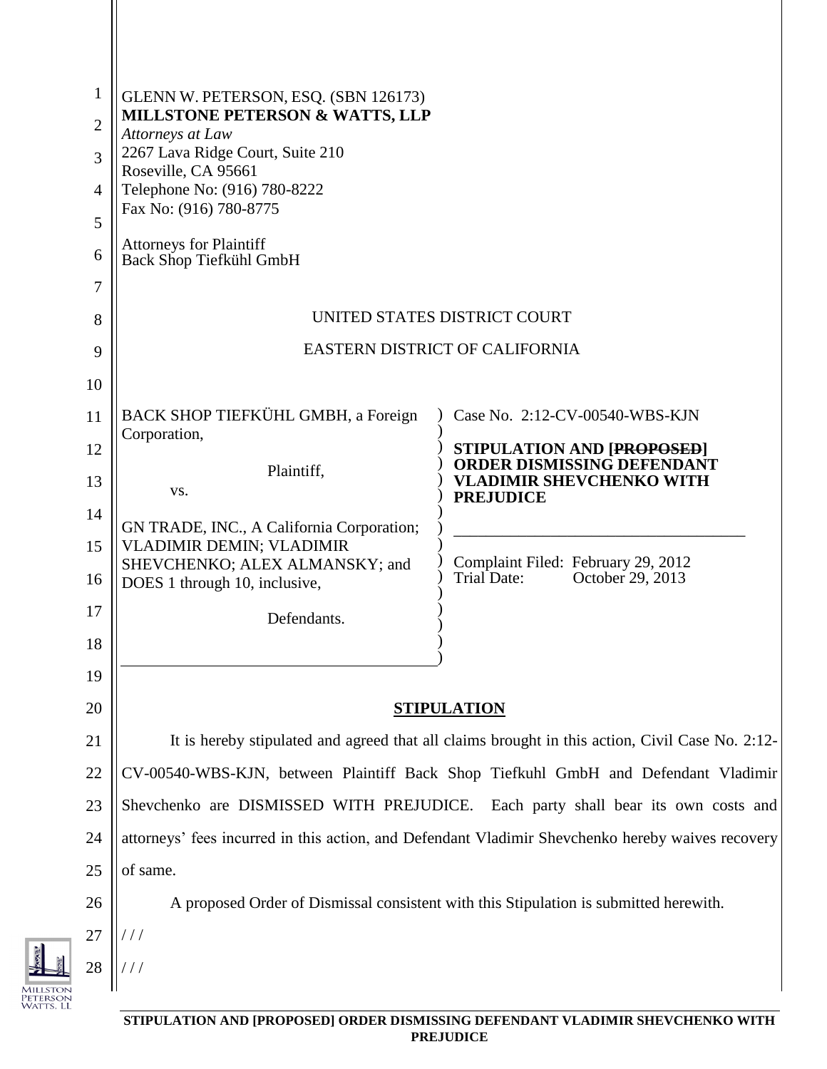GLENN W. PETERSON, ESQ. (SBN 126173)
**MILLSTONE PETERSON & WATTS, LLP**
*Attorneys at Law*
2267 Lava Ridge Court, Suite 210
Roseville, CA 95661
Telephone No: (916) 780-8222
Fax No: (916) 780-8775

Attorneys for Plaintiff
Back Shop Tiefkühl GmbH

UNITED STATES DISTRICT COURT

EASTERN DISTRICT OF CALIFORNIA

BACK SHOP TIEFKÜHL GMBH, a Foreign Corporation,

Plaintiff,

vs.

GN TRADE, INC., A California Corporation; VLADIMIR DEMIN; VLADIMIR SHEVCHENKO; ALEX ALMANSKY; and DOES 1 through 10, inclusive,

Defendants.

Case No. 2:12-CV-00540-WBS-KJN

**STIPULATION AND [~~PROPOSED~~] ORDER DISMISSING DEFENDANT VLADIMIR SHEVCHENKO WITH PREJUDICE**

Complaint Filed: February 29, 2012
Trial Date: October 29, 2013

**STIPULATION**

It is hereby stipulated and agreed that all claims brought in this action, Civil Case No. 2:12-CV-00540-WBS-KJN, between Plaintiff Back Shop Tiefkuhl GmbH and Defendant Vladimir Shevchenko are DISMISSED WITH PREJUDICE. Each party shall bear its own costs and attorneys' fees incurred in this action, and Defendant Vladimir Shevchenko hereby waives recovery of same.

A proposed Order of Dismissal consistent with this Stipulation is submitted herewith.

/ / /

/ / /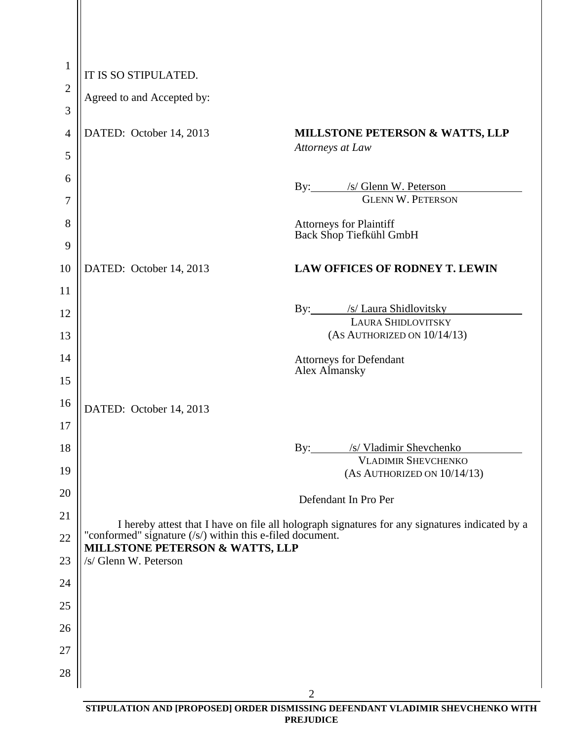IT IS SO STIPULATED.

Agreed to and Accepted by:

DATED: October 14, 2013

**MILLSTONE PETERSON & WATTS, LLP**
*Attorneys at Law*

By: /s/ Glenn W. Peterson
GLENN W. PETERSON

Attorneys for Plaintiff
Back Shop Tiefkühl GmbH

DATED: October 14, 2013

**LAW OFFICES OF RODNEY T. LEWIN**

By: /s/ Laura Shidlovitsky
LAURA SHIDLOVITSKY
(AS AUTHORIZED ON 10/14/13)

Attorneys for Defendant
Alex Almansky

DATED: October 14, 2013

By: /s/ Vladimir Shevchenko
VLADIMIR SHEVCHENKO
(AS AUTHORIZED ON 10/14/13)

Defendant In Pro Per

I hereby attest that I have on file all holograph signatures for any signatures indicated by a "conformed" signature (/s/) within this e-filed document.

**MILLSTONE PETERSON & WATTS, LLP**
/s/ Glenn W. Peterson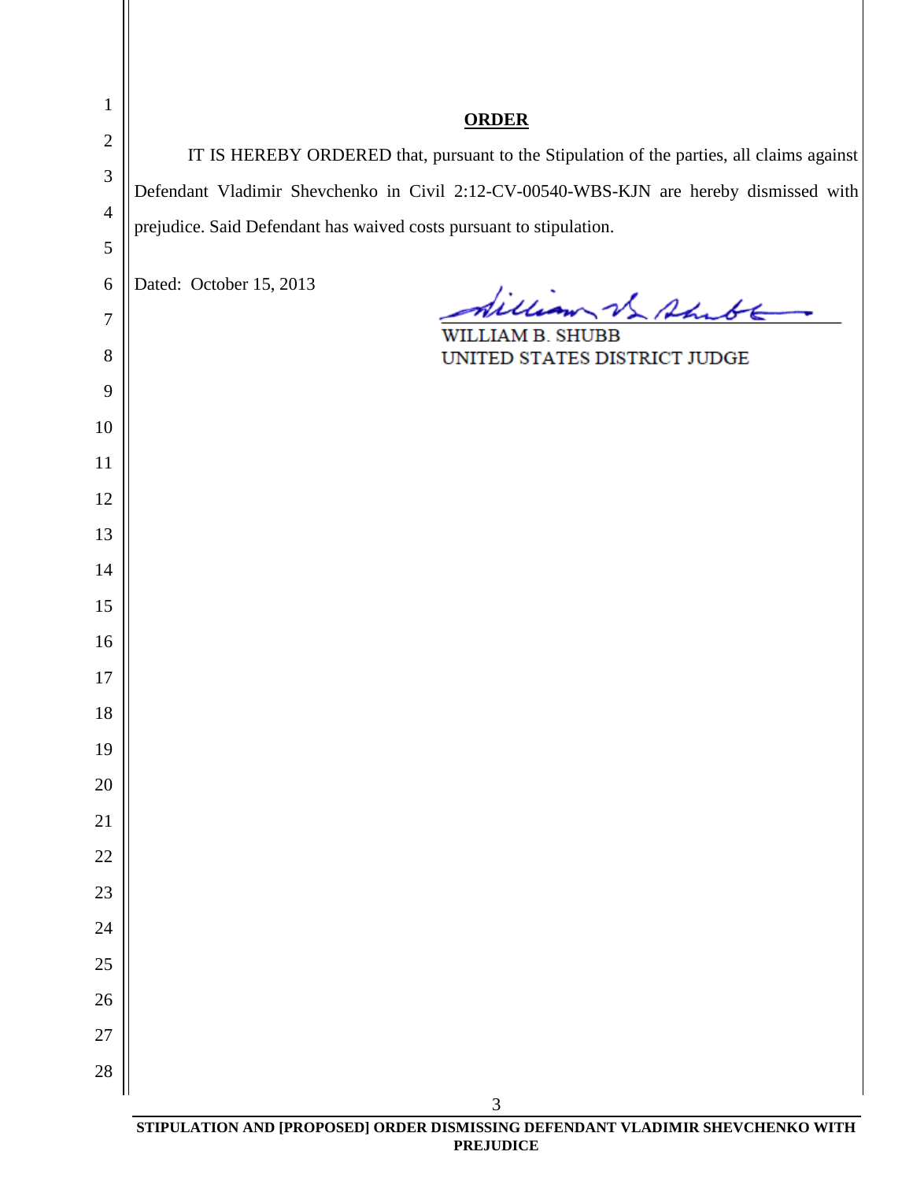**ORDER**

IT IS HEREBY ORDERED that, pursuant to the Stipulation of the parties, all claims against Defendant Vladimir Shevchenko in Civil 2:12-CV-00540-WBS-KJN are hereby dismissed with prejudice. Said Defendant has waived costs pursuant to stipulation.

Dated: October 15, 2013

WILLIAM B. SHUBB
UNITED STATES DISTRICT JUDGE